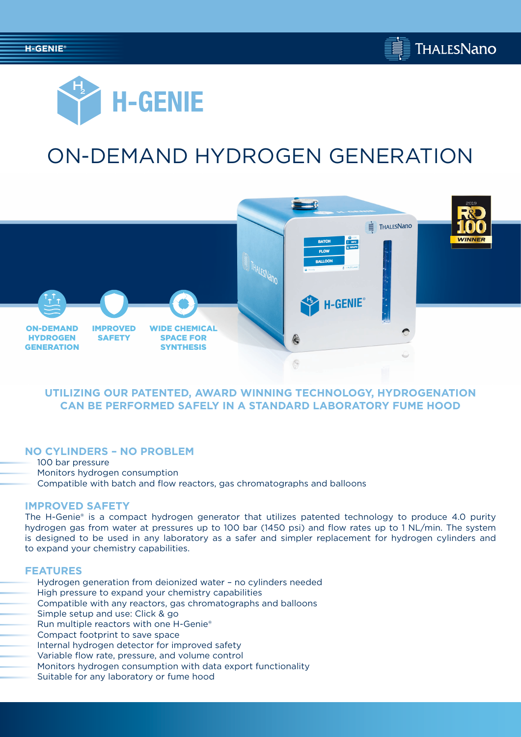# H-GENIE

## ON-DEMAND HYDROGEN GENERATION

**ON-DEMAND HYDROGEN GENERATION**

**IMPROVED SAFETY**

**WIDE CHEMICAL SPACE FOR SYNTHESIS**

### UTILIZING OUR PATENTED, AWARD WINNING TECHNOLOGY, HYDROGENATION CAN BE PERFORMED SAFELY IN A STANDARD LABORATORY FUME HOOD

## NO CYLINDERS – NO PROBLEM

- 100 bar pressure
- Monitors hydrogen consumption
- Compatible with batch and flow reactors, gas chromatographs and balloons

## IMPROVED SAFETY

The H-Genie® is a compact hydrogen generator that utilizes patented technology to produce 4.0 purity hydrogen gas from water at pressures up to 100 bar (1450 psi) and flow rates up to 1 NL/min. The system is designed to be used in any laboratory as a safer and simpler replacement for hydrogen cylinders and to expand your chemistry capabilities.

## FEATURES

- Hydrogen generation from deionized water – no cylinders needed
- High pressure to expand your chemistry capabilities
- Compatible with any reactors, gas chromatographs and balloons
- Simple setup and use: Click & go
- Run multiple reactors with one H-Genie®
- Compact footprint to save space
- Internal hydrogen detector for improved safety
- Variable flow rate, pressure, and volume control
- Monitors hydrogen consumption with data export functionality
- Suitable for any laboratory or fume hood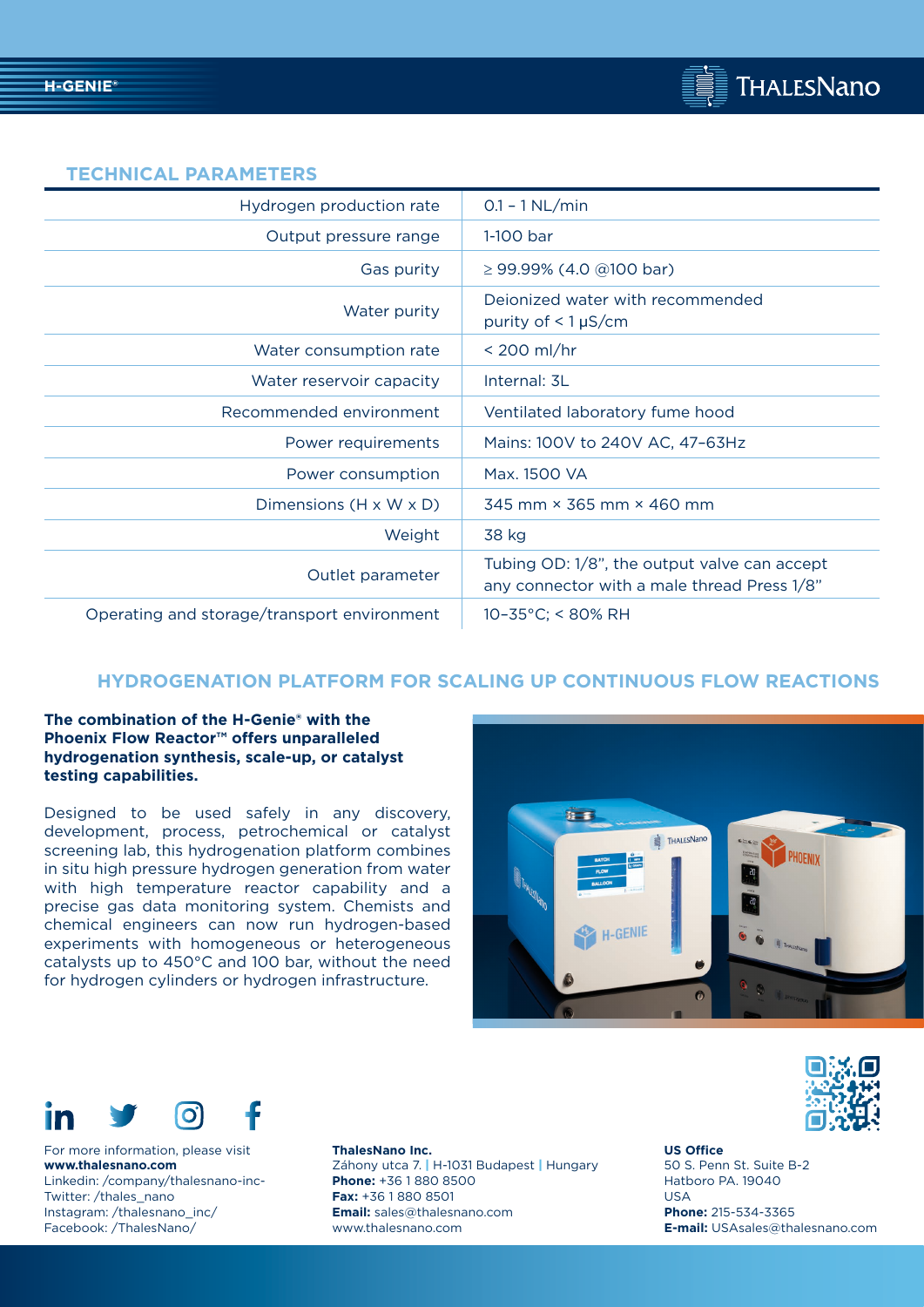## TECHNICAL PARAMETERS

| | |
|---|---|
| Hydrogen production rate | 0.1 – 1 NL/min |
| Output pressure range | 1-100 bar |
| Gas purity | ≥ 99.99% (4.0 @100 bar) |
| Water purity | Deionized water with recommended purity of < 1 µS/cm |
| Water consumption rate | < 200 ml/hr |
| Water reservoir capacity | Internal: 3L |
| Recommended environment | Ventilated laboratory fume hood |
| Power requirements | Mains: 100V to 240V AC, 47–63Hz |
| Power consumption | Max. 1500 VA |
| Dimensions (H x W x D) | 345 mm × 365 mm × 460 mm |
| Weight | 38 kg |
| Outlet parameter | Tubing OD: 1/8”, the output valve can accept any connector with a male thread Press 1/8” |
| Operating and storage/transport environment | 10–35°C; < 80% RH |

## HYDROGENATION PLATFORM FOR SCALING UP CONTINUOUS FLOW REACTIONS

**The combination of the H-Genie® with the Phoenix Flow Reactor™ offers unparalleled hydrogenation synthesis, scale-up, or catalyst testing capabilities.**

Designed to be used safely in any discovery, development, process, petrochemical or catalyst screening lab, this hydrogenation platform combines in situ high pressure hydrogen generation from water with high temperature reactor capability and a precise gas data monitoring system. Chemists and chemical engineers can now run hydrogen-based experiments with homogeneous or heterogeneous catalysts up to 450°C and 100 bar, without the need for hydrogen cylinders or hydrogen infrastructure.

For more information, please visit
**www.thalesnano.com**
Linkedin: /company/thalesnano-inc-
Twitter: /thales_nano
Instagram: /thalesnano_inc/
Facebook: /ThalesNano/

**ThalesNano Inc.**
Záhony utca 7. | H-1031 Budapest | Hungary
**Phone:** +36 1 880 8500
**Fax:** +36 1 880 8501
**Email:** sales@thalesnano.com
www.thalesnano.com

**US Office**
50 S. Penn St. Suite B-2
Hatboro PA. 19040
USA
**Phone:** 215-534-3365
**E-mail:** USAsales@thalesnano.com